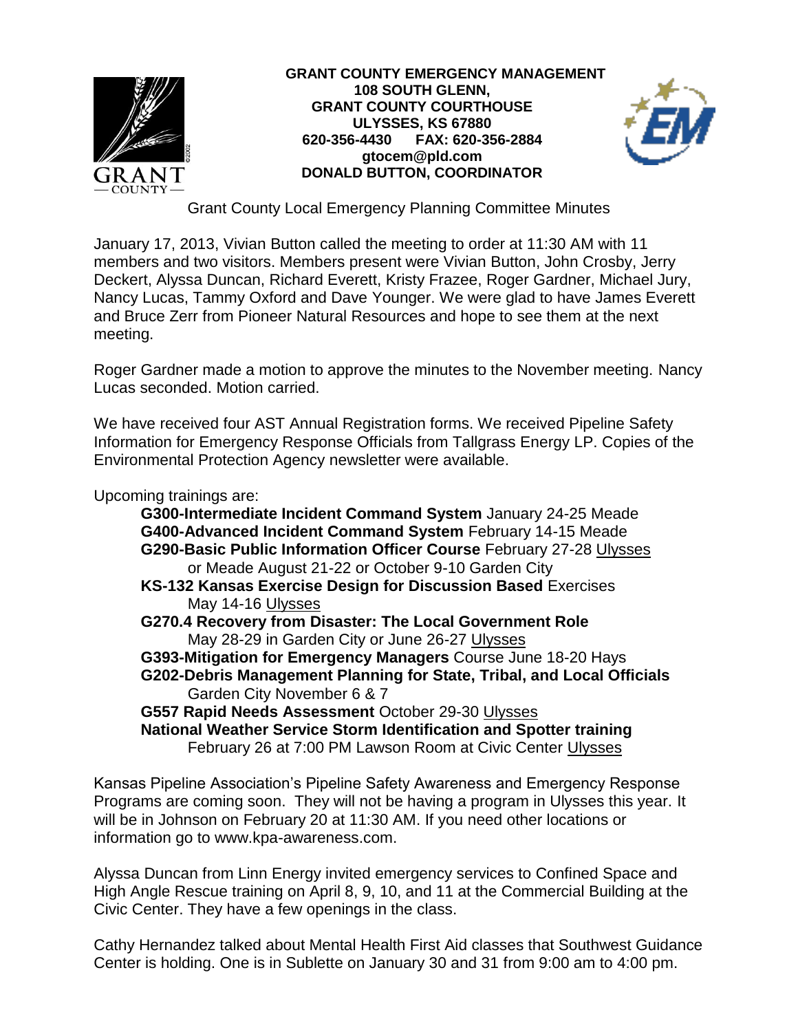**GRANT COUNTY EMERGENCY MANAGEMENT**
**108 SOUTH GLENN,**
**GRANT COUNTY COURTHOUSE**
**ULYSSES, KS 67880**
**620-356-4430 FAX: 620-356-2884**
**gtocem@pld.com**
**DONALD BUTTON, COORDINATOR**

# Grant County Local Emergency Planning Committee Minutes

January 17, 2013, Vivian Button called the meeting to order at 11:30 AM with 11 members and two visitors. Members present were Vivian Button, John Crosby, Jerry Deckert, Alyssa Duncan, Richard Everett, Kristy Frazee, Roger Gardner, Michael Jury, Nancy Lucas, Tammy Oxford and Dave Younger. We were glad to have James Everett and Bruce Zerr from Pioneer Natural Resources and hope to see them at the next meeting.

Roger Gardner made a motion to approve the minutes to the November meeting. Nancy Lucas seconded. Motion carried.

We have received four AST Annual Registration forms. We received Pipeline Safety Information for Emergency Response Officials from Tallgrass Energy LP. Copies of the Environmental Protection Agency newsletter were available.

Upcoming trainings are:

- **G300-Intermediate Incident Command System** January 24-25 Meade
- **G400-Advanced Incident Command System** February 14-15 Meade
- **G290-Basic Public Information Officer Course** February 27-28 <u>Ulysses</u> or Meade August 21-22 or October 9-10 Garden City
- **KS-132 Kansas Exercise Design for Discussion Based** Exercises May 14-16 <u>Ulysses</u>
- **G270.4 Recovery from Disaster: The Local Government Role** May 28-29 in Garden City or June 26-27 <u>Ulysses</u>
- **G393-Mitigation for Emergency Managers** Course June 18-20 Hays
- **G202-Debris Management Planning for State, Tribal, and Local Officials** Garden City November 6 & 7
- **G557 Rapid Needs Assessment** October 29-30 <u>Ulysses</u>
- **National Weather Service Storm Identification and Spotter training** February 26 at 7:00 PM Lawson Room at Civic Center <u>Ulysses</u>

Kansas Pipeline Association's Pipeline Safety Awareness and Emergency Response Programs are coming soon. They will not be having a program in Ulysses this year. It will be in Johnson on February 20 at 11:30 AM. If you need other locations or information go to www.kpa-awareness.com.

Alyssa Duncan from Linn Energy invited emergency services to Confined Space and High Angle Rescue training on April 8, 9, 10, and 11 at the Commercial Building at the Civic Center. They have a few openings in the class.

Cathy Hernandez talked about Mental Health First Aid classes that Southwest Guidance Center is holding. One is in Sublette on January 30 and 31 from 9:00 am to 4:00 pm.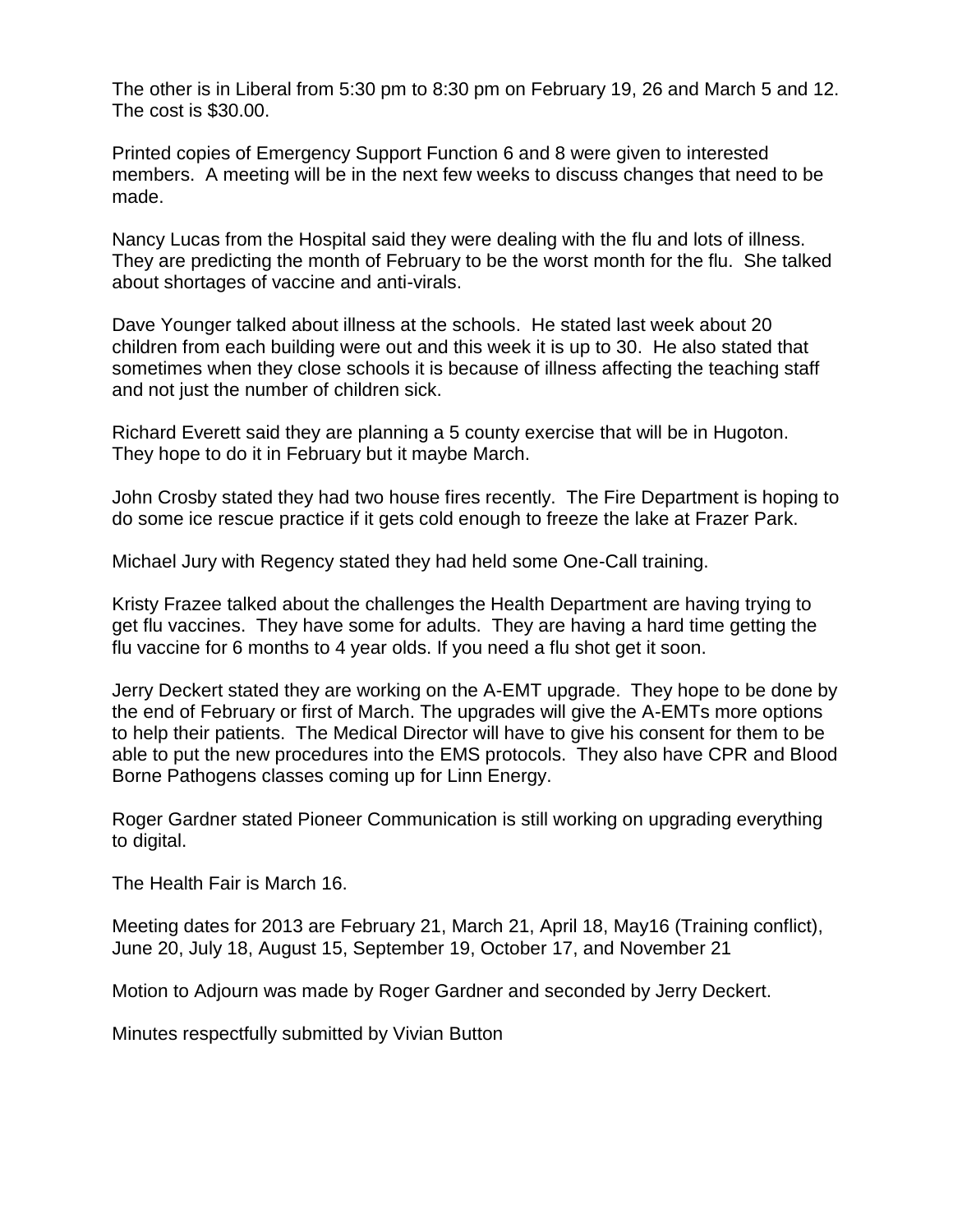The other is in Liberal from 5:30 pm to 8:30 pm on February 19, 26 and March 5 and 12. The cost is $30.00.

Printed copies of Emergency Support Function 6 and 8 were given to interested members. A meeting will be in the next few weeks to discuss changes that need to be made.

Nancy Lucas from the Hospital said they were dealing with the flu and lots of illness. They are predicting the month of February to be the worst month for the flu. She talked about shortages of vaccine and anti-virals.

Dave Younger talked about illness at the schools. He stated last week about 20 children from each building were out and this week it is up to 30. He also stated that sometimes when they close schools it is because of illness affecting the teaching staff and not just the number of children sick.

Richard Everett said they are planning a 5 county exercise that will be in Hugoton. They hope to do it in February but it maybe March.

John Crosby stated they had two house fires recently. The Fire Department is hoping to do some ice rescue practice if it gets cold enough to freeze the lake at Frazer Park.

Michael Jury with Regency stated they had held some One-Call training.

Kristy Frazee talked about the challenges the Health Department are having trying to get flu vaccines. They have some for adults. They are having a hard time getting the flu vaccine for 6 months to 4 year olds. If you need a flu shot get it soon.

Jerry Deckert stated they are working on the A-EMT upgrade. They hope to be done by the end of February or first of March. The upgrades will give the A-EMTs more options to help their patients. The Medical Director will have to give his consent for them to be able to put the new procedures into the EMS protocols. They also have CPR and Blood Borne Pathogens classes coming up for Linn Energy.

Roger Gardner stated Pioneer Communication is still working on upgrading everything to digital.

The Health Fair is March 16.

Meeting dates for 2013 are February 21, March 21, April 18, May16 (Training conflict), June 20, July 18, August 15, September 19, October 17, and November 21

Motion to Adjourn was made by Roger Gardner and seconded by Jerry Deckert.

Minutes respectfully submitted by Vivian Button